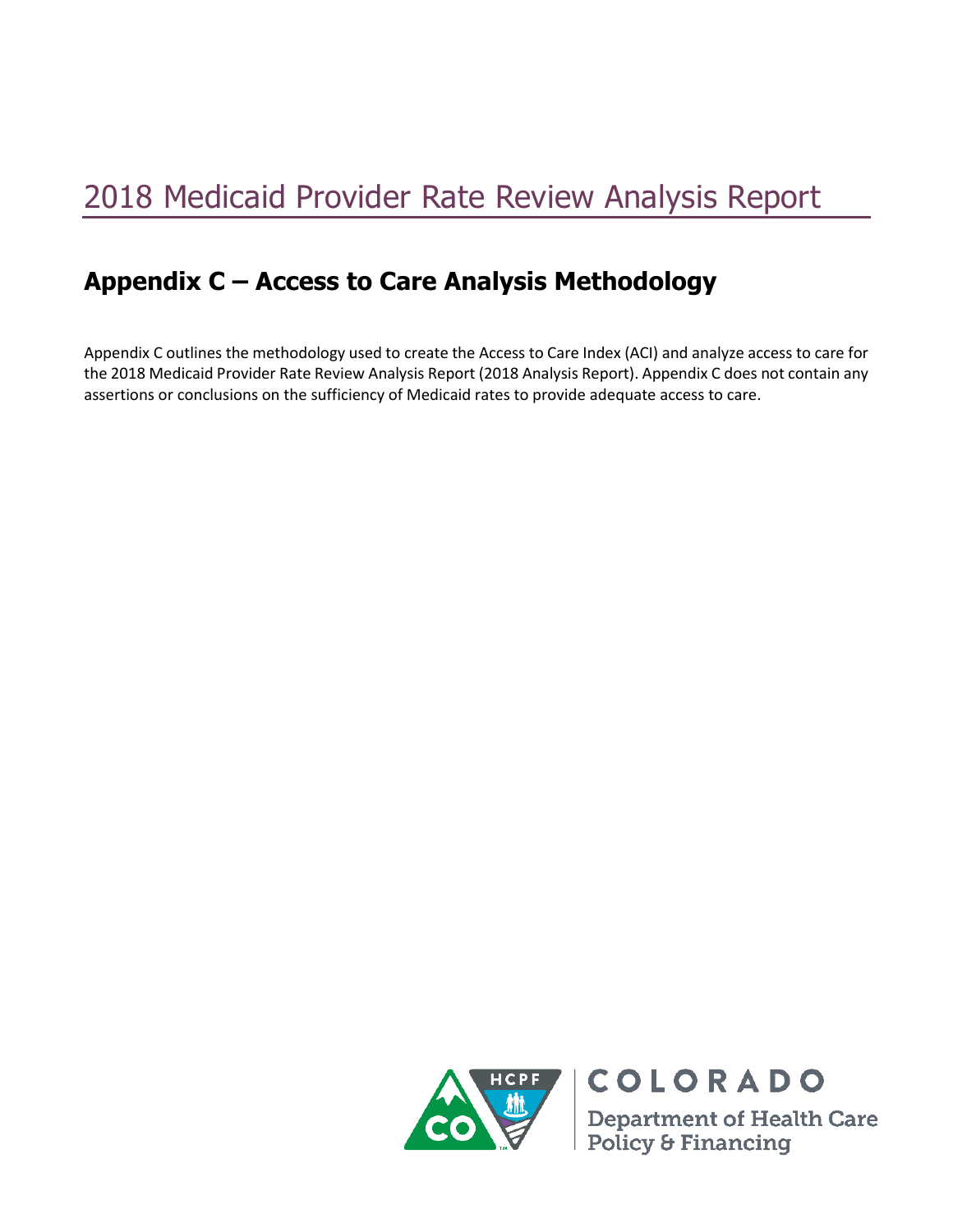# 2018 Medicaid Provider Rate Review Analysis Report

## Appendix C – Access to Care Analysis Methodology

Appendix C outlines the methodology used to create the Access to Care Index (ACI) and analyze access to care for the 2018 Medicaid Provider Rate Review Analysis Report (2018 Analysis Report). Appendix C does not contain any assertions or conclusions on the sufficiency of Medicaid rates to provide adequate access to care.

COLORADO

Department of Health Care Policy & Financing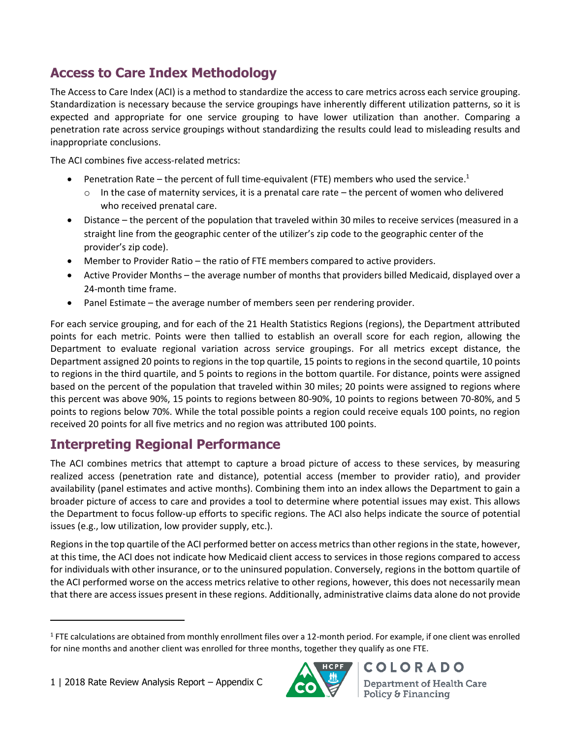## Access to Care Index Methodology

The Access to Care Index (ACI) is a method to standardize the access to care metrics across each service grouping. Standardization is necessary because the service groupings have inherently different utilization patterns, so it is expected and appropriate for one service grouping to have lower utilization than another. Comparing a penetration rate across service groupings without standardizing the results could lead to misleading results and inappropriate conclusions.

The ACI combines five access-related metrics:

- Penetration Rate – the percent of full time-equivalent (FTE) members who used the service.[1]
  - In the case of maternity services, it is a prenatal care rate – the percent of women who delivered who received prenatal care.
- Distance – the percent of the population that traveled within 30 miles to receive services (measured in a straight line from the geographic center of the utilizer's zip code to the geographic center of the provider's zip code).
- Member to Provider Ratio – the ratio of FTE members compared to active providers.
- Active Provider Months – the average number of months that providers billed Medicaid, displayed over a 24-month time frame.
- Panel Estimate – the average number of members seen per rendering provider.

For each service grouping, and for each of the 21 Health Statistics Regions (regions), the Department attributed points for each metric. Points were then tallied to establish an overall score for each region, allowing the Department to evaluate regional variation across service groupings. For all metrics except distance, the Department assigned 20 points to regions in the top quartile, 15 points to regions in the second quartile, 10 points to regions in the third quartile, and 5 points to regions in the bottom quartile. For distance, points were assigned based on the percent of the population that traveled within 30 miles; 20 points were assigned to regions where this percent was above 90%, 15 points to regions between 80-90%, 10 points to regions between 70-80%, and 5 points to regions below 70%. While the total possible points a region could receive equals 100 points, no region received 20 points for all five metrics and no region was attributed 100 points.

## Interpreting Regional Performance

The ACI combines metrics that attempt to capture a broad picture of access to these services, by measuring realized access (penetration rate and distance), potential access (member to provider ratio), and provider availability (panel estimates and active months). Combining them into an index allows the Department to gain a broader picture of access to care and provides a tool to determine where potential issues may exist. This allows the Department to focus follow-up efforts to specific regions. The ACI also helps indicate the source of potential issues (e.g., low utilization, low provider supply, etc.).

Regions in the top quartile of the ACI performed better on access metrics than other regions in the state, however, at this time, the ACI does not indicate how Medicaid client access to services in those regions compared to access for individuals with other insurance, or to the uninsured population. Conversely, regions in the bottom quartile of the ACI performed worse on the access metrics relative to other regions, however, this does not necessarily mean that there are access issues present in these regions. Additionally, administrative claims data alone do not provide

[1] FTE calculations are obtained from monthly enrollment files over a 12-month period. For example, if one client was enrolled for nine months and another client was enrolled for three months, together they qualify as one FTE.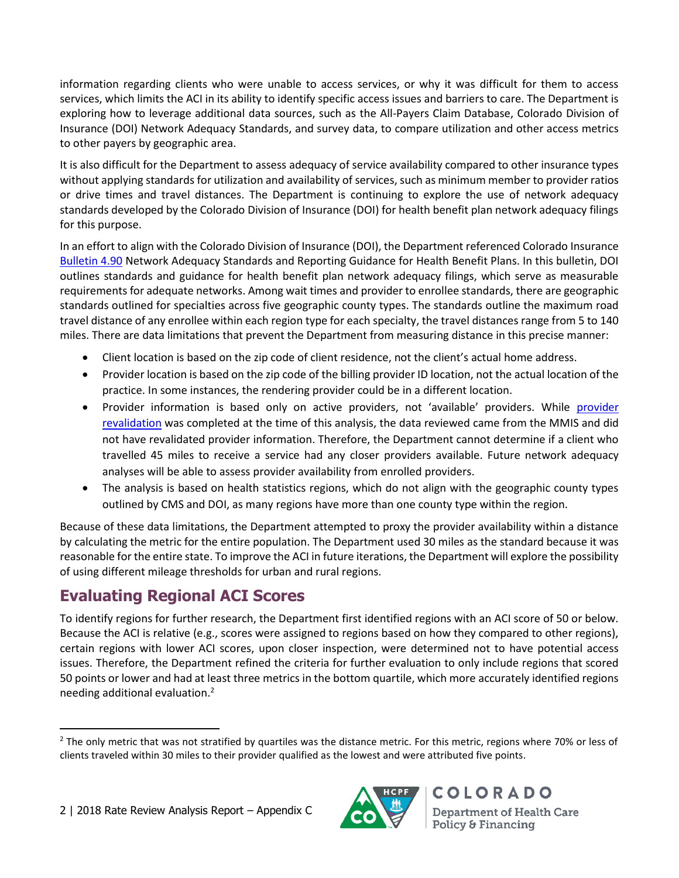information regarding clients who were unable to access services, or why it was difficult for them to access services, which limits the ACI in its ability to identify specific access issues and barriers to care. The Department is exploring how to leverage additional data sources, such as the All-Payers Claim Database, Colorado Division of Insurance (DOI) Network Adequacy Standards, and survey data, to compare utilization and other access metrics to other payers by geographic area.

It is also difficult for the Department to assess adequacy of service availability compared to other insurance types without applying standards for utilization and availability of services, such as minimum member to provider ratios or drive times and travel distances. The Department is continuing to explore the use of network adequacy standards developed by the Colorado Division of Insurance (DOI) for health benefit plan network adequacy filings for this purpose.

In an effort to align with the Colorado Division of Insurance (DOI), the Department referenced Colorado Insurance Bulletin 4.90 Network Adequacy Standards and Reporting Guidance for Health Benefit Plans. In this bulletin, DOI outlines standards and guidance for health benefit plan network adequacy filings, which serve as measurable requirements for adequate networks. Among wait times and provider to enrollee standards, there are geographic standards outlined for specialties across five geographic county types. The standards outline the maximum road travel distance of any enrollee within each region type for each specialty, the travel distances range from 5 to 140 miles. There are data limitations that prevent the Department from measuring distance in this precise manner:

- Client location is based on the zip code of client residence, not the client's actual home address.
- Provider location is based on the zip code of the billing provider ID location, not the actual location of the practice. In some instances, the rendering provider could be in a different location.
- Provider information is based only on active providers, not 'available' providers. While provider revalidation was completed at the time of this analysis, the data reviewed came from the MMIS and did not have revalidated provider information. Therefore, the Department cannot determine if a client who travelled 45 miles to receive a service had any closer providers available. Future network adequacy analyses will be able to assess provider availability from enrolled providers.
- The analysis is based on health statistics regions, which do not align with the geographic county types outlined by CMS and DOI, as many regions have more than one county type within the region.

Because of these data limitations, the Department attempted to proxy the provider availability within a distance by calculating the metric for the entire population. The Department used 30 miles as the standard because it was reasonable for the entire state. To improve the ACI in future iterations, the Department will explore the possibility of using different mileage thresholds for urban and rural regions.

## Evaluating Regional ACI Scores

To identify regions for further research, the Department first identified regions with an ACI score of 50 or below. Because the ACI is relative (e.g., scores were assigned to regions based on how they compared to other regions), certain regions with lower ACI scores, upon closer inspection, were determined not to have potential access issues. Therefore, the Department refined the criteria for further evaluation to only include regions that scored 50 points or lower and had at least three metrics in the bottom quartile, which more accurately identified regions needing additional evaluation.[2]

[2] The only metric that was not stratified by quartiles was the distance metric. For this metric, regions where 70% or less of clients traveled within 30 miles to their provider qualified as the lowest and were attributed five points.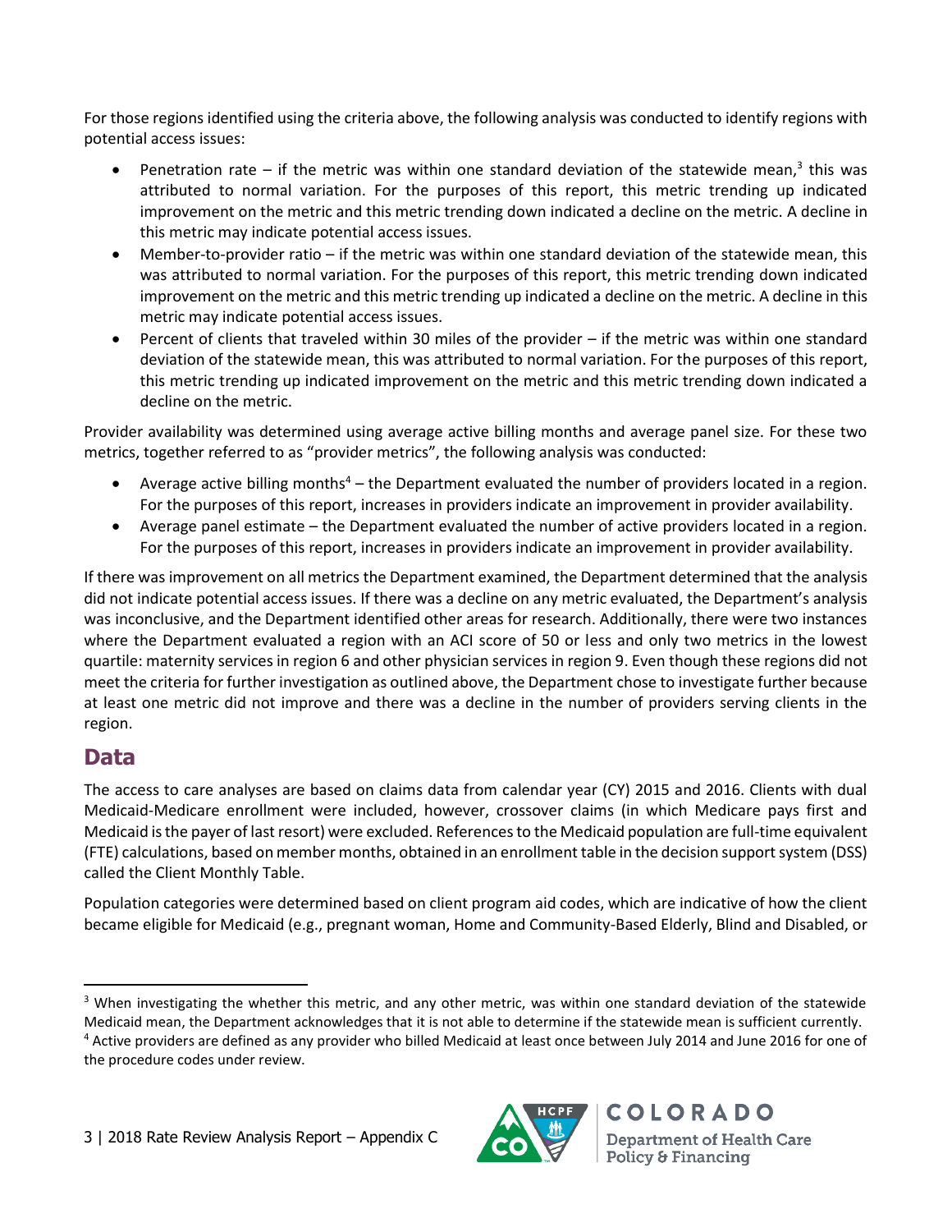For those regions identified using the criteria above, the following analysis was conducted to identify regions with potential access issues:

- Penetration rate – if the metric was within one standard deviation of the statewide mean,[3] this was attributed to normal variation. For the purposes of this report, this metric trending up indicated improvement on the metric and this metric trending down indicated a decline on the metric. A decline in this metric may indicate potential access issues.
- Member-to-provider ratio – if the metric was within one standard deviation of the statewide mean, this was attributed to normal variation. For the purposes of this report, this metric trending down indicated improvement on the metric and this metric trending up indicated a decline on the metric. A decline in this metric may indicate potential access issues.
- Percent of clients that traveled within 30 miles of the provider – if the metric was within one standard deviation of the statewide mean, this was attributed to normal variation. For the purposes of this report, this metric trending up indicated improvement on the metric and this metric trending down indicated a decline on the metric.

Provider availability was determined using average active billing months and average panel size. For these two metrics, together referred to as "provider metrics", the following analysis was conducted:

- Average active billing months[4] – the Department evaluated the number of providers located in a region. For the purposes of this report, increases in providers indicate an improvement in provider availability.
- Average panel estimate – the Department evaluated the number of active providers located in a region. For the purposes of this report, increases in providers indicate an improvement in provider availability.

If there was improvement on all metrics the Department examined, the Department determined that the analysis did not indicate potential access issues. If there was a decline on any metric evaluated, the Department's analysis was inconclusive, and the Department identified other areas for research. Additionally, there were two instances where the Department evaluated a region with an ACI score of 50 or less and only two metrics in the lowest quartile: maternity services in region 6 and other physician services in region 9. Even though these regions did not meet the criteria for further investigation as outlined above, the Department chose to investigate further because at least one metric did not improve and there was a decline in the number of providers serving clients in the region.

## Data

The access to care analyses are based on claims data from calendar year (CY) 2015 and 2016. Clients with dual Medicaid-Medicare enrollment were included, however, crossover claims (in which Medicare pays first and Medicaid is the payer of last resort) were excluded. References to the Medicaid population are full-time equivalent (FTE) calculations, based on member months, obtained in an enrollment table in the decision support system (DSS) called the Client Monthly Table.

Population categories were determined based on client program aid codes, which are indicative of how the client became eligible for Medicaid (e.g., pregnant woman, Home and Community-Based Elderly, Blind and Disabled, or

---

[3] When investigating the whether this metric, and any other metric, was within one standard deviation of the statewide Medicaid mean, the Department acknowledges that it is not able to determine if the statewide mean is sufficient currently.

[4] Active providers are defined as any provider who billed Medicaid at least once between July 2014 and June 2016 for one of the procedure codes under review.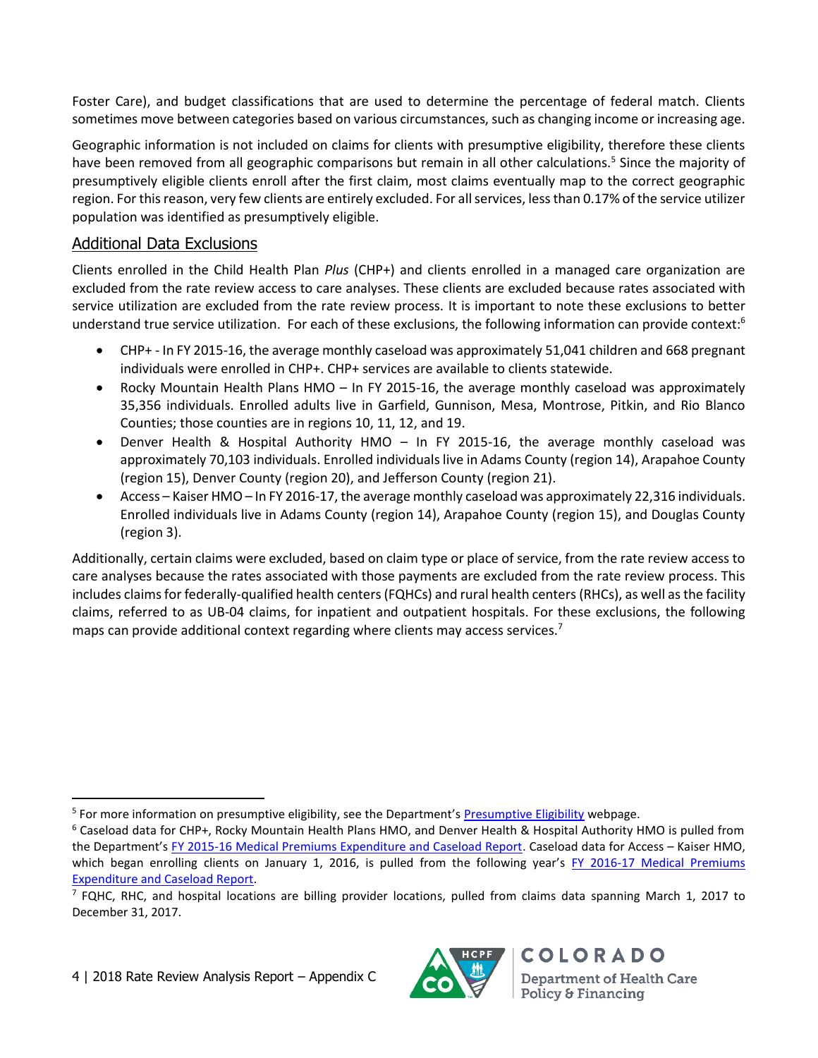Foster Care), and budget classifications that are used to determine the percentage of federal match. Clients sometimes move between categories based on various circumstances, such as changing income or increasing age.

Geographic information is not included on claims for clients with presumptive eligibility, therefore these clients have been removed from all geographic comparisons but remain in all other calculations.[5] Since the majority of presumptively eligible clients enroll after the first claim, most claims eventually map to the correct geographic region. For this reason, very few clients are entirely excluded. For all services, less than 0.17% of the service utilizer population was identified as presumptively eligible.

## Additional Data Exclusions

Clients enrolled in the Child Health Plan *Plus* (CHP+) and clients enrolled in a managed care organization are excluded from the rate review access to care analyses. These clients are excluded because rates associated with service utilization are excluded from the rate review process. It is important to note these exclusions to better understand true service utilization. For each of these exclusions, the following information can provide context:[6]

- CHP+ - In FY 2015-16, the average monthly caseload was approximately 51,041 children and 668 pregnant individuals were enrolled in CHP+. CHP+ services are available to clients statewide.
- Rocky Mountain Health Plans HMO – In FY 2015-16, the average monthly caseload was approximately 35,356 individuals. Enrolled adults live in Garfield, Gunnison, Mesa, Montrose, Pitkin, and Rio Blanco Counties; those counties are in regions 10, 11, 12, and 19.
- Denver Health & Hospital Authority HMO – In FY 2015-16, the average monthly caseload was approximately 70,103 individuals. Enrolled individuals live in Adams County (region 14), Arapahoe County (region 15), Denver County (region 20), and Jefferson County (region 21).
- Access – Kaiser HMO – In FY 2016-17, the average monthly caseload was approximately 22,316 individuals. Enrolled individuals live in Adams County (region 14), Arapahoe County (region 15), and Douglas County (region 3).

Additionally, certain claims were excluded, based on claim type or place of service, from the rate review access to care analyses because the rates associated with those payments are excluded from the rate review process. This includes claims for federally-qualified health centers (FQHCs) and rural health centers (RHCs), as well as the facility claims, referred to as UB-04 claims, for inpatient and outpatient hospitals. For these exclusions, the following maps can provide additional context regarding where clients may access services.[7]

---

[5] For more information on presumptive eligibility, see the Department's Presumptive Eligibility webpage.

[6] Caseload data for CHP+, Rocky Mountain Health Plans HMO, and Denver Health & Hospital Authority HMO is pulled from the Department's FY 2015-16 Medical Premiums Expenditure and Caseload Report. Caseload data for Access – Kaiser HMO, which began enrolling clients on January 1, 2016, is pulled from the following year's FY 2016-17 Medical Premiums Expenditure and Caseload Report.

[7] FQHC, RHC, and hospital locations are billing provider locations, pulled from claims data spanning March 1, 2017 to December 31, 2017.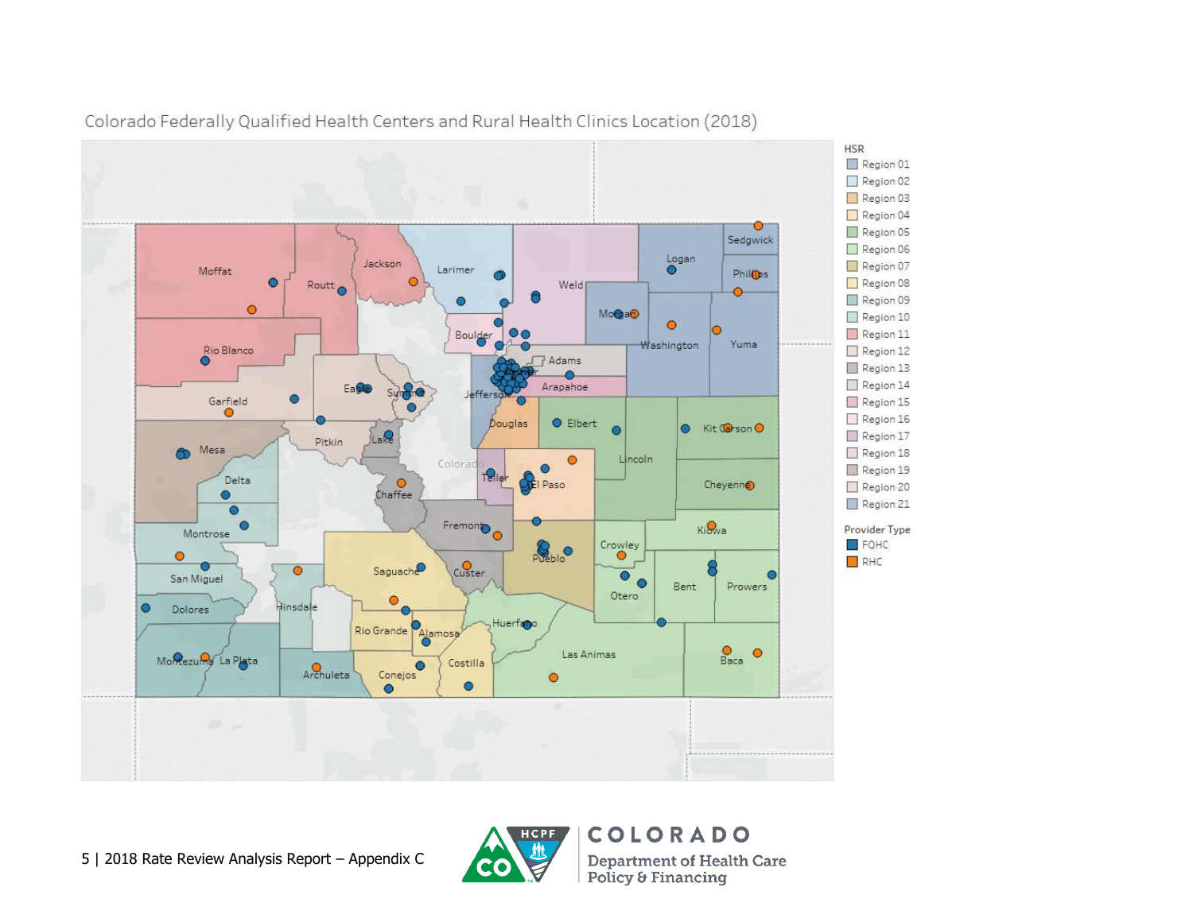Colorado Federally Qualified Health Centers and Rural Health Clinics Location (2018)

HSR

- Region 01
- Region 02
- Region 03
- Region 04
- Region 05
- Region 06
- Region 07
- Region 08
- Region 09
- Region 10
- Region 11
- Region 12
- Region 13
- Region 14
- Region 15
- Region 16
- Region 17
- Region 18
- Region 19
- Region 20
- Region 21

Provider Type

- FQHC
- RHC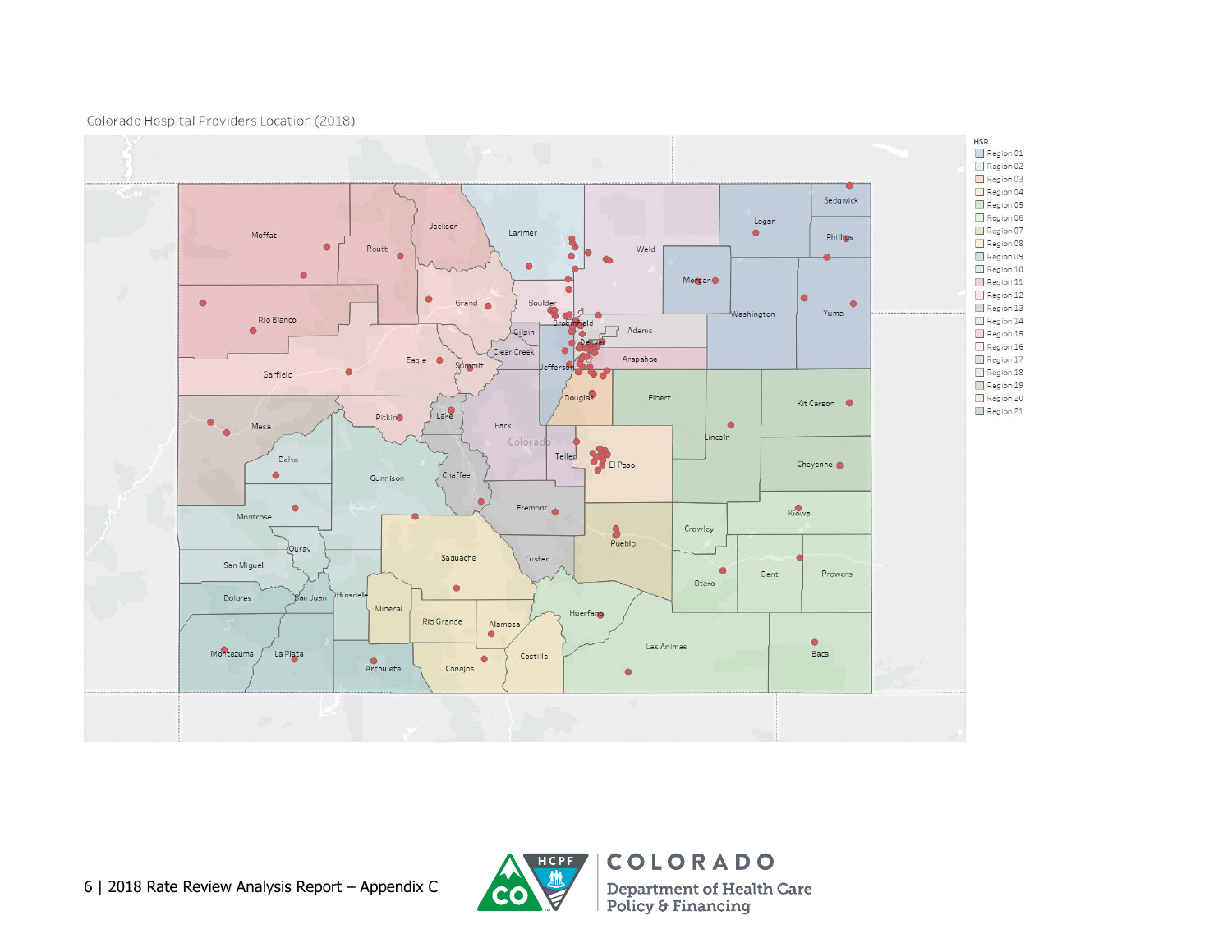Colorado Hospital Providers Location (2018)

HSR

Region 01
Region 02
Region 03
Region 04
Region 05
Region 06
Region 07
Region 08
Region 09
Region 10
Region 11
Region 12
Region 13
Region 14
Region 15
Region 16
Region 17
Region 18
Region 19
Region 20
Region 21

Moffat
Jackson
Larimer
Weld
Logan
Sedgwick
Phillips
Routt
Grand
Boulder
Morgan
Washington
Yuma
Rio Blanco
Broomfield
Gilpin
Adams
Denver
Clear Creek
Arapahoe
Eagle
Summit
Jefferson
Garfield
Douglas
Elbert
Kit Carson
Mesa
Pitkin
Lake
Park
Colorado
Lincoln
Teller
El Paso
Cheyenne
Delta
Gunnison
Chaffee
Fremont
Kiowa
Montrose
Crowley
Ouray
Pueblo
Saguache
Custer
San Miguel
Otero
Bent
Prowers
Dolores
San Juan
Hinsdale
Mineral
Rio Grande
Alamosa
Huerfano
Las Animas
Baca
Montezuma
La Plata
Archuleta
Conejos
Costilla